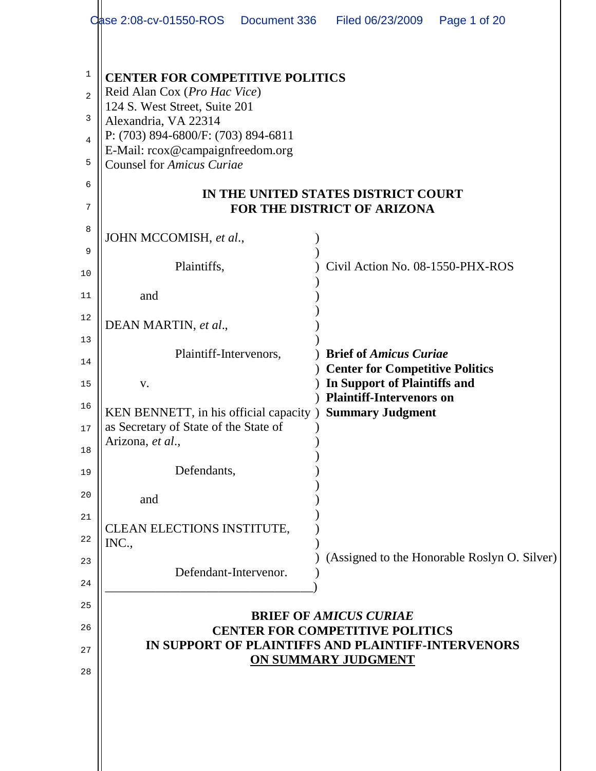**CENTER FOR COMPETITIVE POLITICS**
Reid Alan Cox (*Pro Hac Vice*)
124 S. West Street, Suite 201
Alexandria, VA 22314
P: (703) 894-6800/F: (703) 894-6811
E-Mail: rcox@campaignfreedom.org
Counsel for *Amicus Curiae*

**IN THE UNITED STATES DISTRICT COURT**
**FOR THE DISTRICT OF ARIZONA**

| | |
|---|---|
| JOHN MCCOMISH, *et al.*, | |
| Plaintiffs, | Civil Action No. 08-1550-PHX-ROS |
| and | |
| DEAN MARTIN, *et al.*, | |
| Plaintiff-Intervenors, | **Brief of *Amicus Curiae* Center for Competitive Politics In Support of Plaintiffs and Plaintiff-Intervenors on Summary Judgment** |
| v. | |
| KEN BENNETT, in his official capacity as Secretary of State of the State of Arizona, *et al.*, | |
| Defendants, | |
| and | |
| CLEAN ELECTIONS INSTITUTE, INC., | |
| Defendant-Intervenor. | (Assigned to the Honorable Roslyn O. Silver) |

**BRIEF OF *AMICUS CURIAE***
**CENTER FOR COMPETITIVE POLITICS**
**IN SUPPORT OF PLAINTIFFS AND PLAINTIFF-INTERVENORS**
**ON SUMMARY JUDGMENT**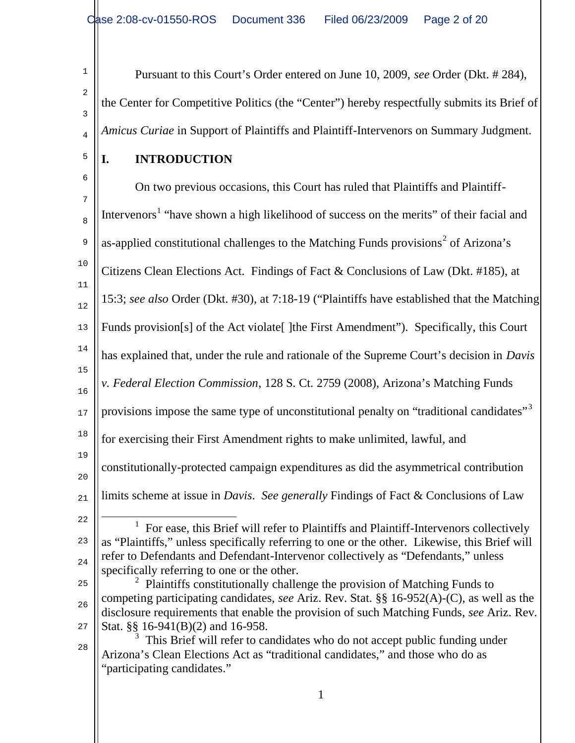Pursuant to this Court's Order entered on June 10, 2009, *see* Order (Dkt. # 284), the Center for Competitive Politics (the "Center") hereby respectfully submits its Brief of *Amicus Curiae* in Support of Plaintiffs and Plaintiff-Intervenors on Summary Judgment.

## I. INTRODUCTION

On two previous occasions, this Court has ruled that Plaintiffs and Plaintiff-Intervenors[1] "have shown a high likelihood of success on the merits" of their facial and as-applied constitutional challenges to the Matching Funds provisions[2] of Arizona's Citizens Clean Elections Act. Findings of Fact & Conclusions of Law (Dkt. #185), at 15:3; *see also* Order (Dkt. #30), at 7:18-19 ("Plaintiffs have established that the Matching Funds provision[s] of the Act violate[ ]the First Amendment"). Specifically, this Court has explained that, under the rule and rationale of the Supreme Court's decision in *Davis v. Federal Election Commission*, 128 S. Ct. 2759 (2008), Arizona's Matching Funds provisions impose the same type of unconstitutional penalty on "traditional candidates"[3] for exercising their First Amendment rights to make unlimited, lawful, and constitutionally-protected campaign expenditures as did the asymmetrical contribution limits scheme at issue in *Davis*. *See generally* Findings of Fact & Conclusions of Law

---

[1] For ease, this Brief will refer to Plaintiffs and Plaintiff-Intervenors collectively as "Plaintiffs," unless specifically referring to one or the other. Likewise, this Brief will refer to Defendants and Defendant-Intervenor collectively as "Defendants," unless specifically referring to one or the other.

[2] Plaintiffs constitutionally challenge the provision of Matching Funds to competing participating candidates, *see* Ariz. Rev. Stat. §§ 16-952(A)-(C), as well as the disclosure requirements that enable the provision of such Matching Funds, *see* Ariz. Rev. Stat. §§ 16-941(B)(2) and 16-958.

[3] This Brief will refer to candidates who do not accept public funding under Arizona's Clean Elections Act as "traditional candidates," and those who do as "participating candidates."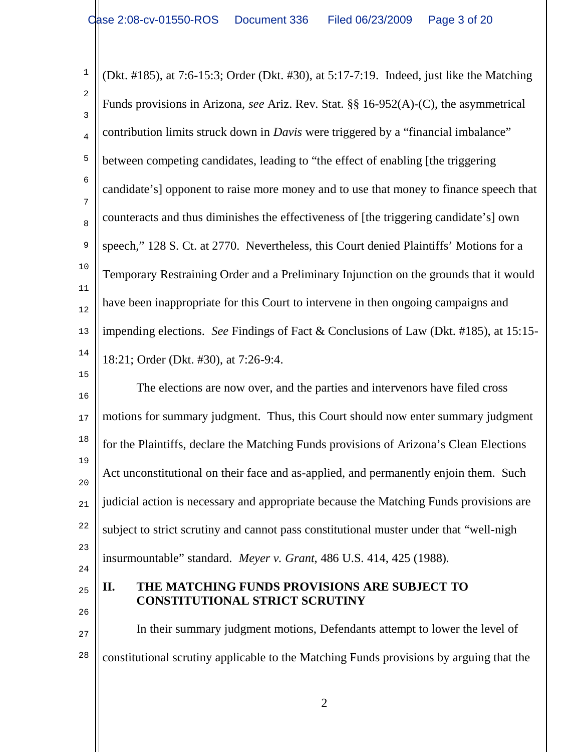(Dkt. #185), at 7:6-15:3; Order (Dkt. #30), at 5:17-7:19. Indeed, just like the Matching Funds provisions in Arizona, *see* Ariz. Rev. Stat. §§ 16-952(A)-(C), the asymmetrical contribution limits struck down in *Davis* were triggered by a "financial imbalance" between competing candidates, leading to "the effect of enabling [the triggering candidate's] opponent to raise more money and to use that money to finance speech that counteracts and thus diminishes the effectiveness of [the triggering candidate's] own speech," 128 S. Ct. at 2770. Nevertheless, this Court denied Plaintiffs' Motions for a Temporary Restraining Order and a Preliminary Injunction on the grounds that it would have been inappropriate for this Court to intervene in then ongoing campaigns and impending elections. *See* Findings of Fact & Conclusions of Law (Dkt. #185), at 15:15-18:21; Order (Dkt. #30), at 7:26-9:4.

The elections are now over, and the parties and intervenors have filed cross motions for summary judgment. Thus, this Court should now enter summary judgment for the Plaintiffs, declare the Matching Funds provisions of Arizona's Clean Elections Act unconstitutional on their face and as-applied, and permanently enjoin them. Such judicial action is necessary and appropriate because the Matching Funds provisions are subject to strict scrutiny and cannot pass constitutional muster under that "well-nigh insurmountable" standard. *Meyer v. Grant*, 486 U.S. 414, 425 (1988).

## II. THE MATCHING FUNDS PROVISIONS ARE SUBJECT TO CONSTITUTIONAL STRICT SCRUTINY

In their summary judgment motions, Defendants attempt to lower the level of constitutional scrutiny applicable to the Matching Funds provisions by arguing that the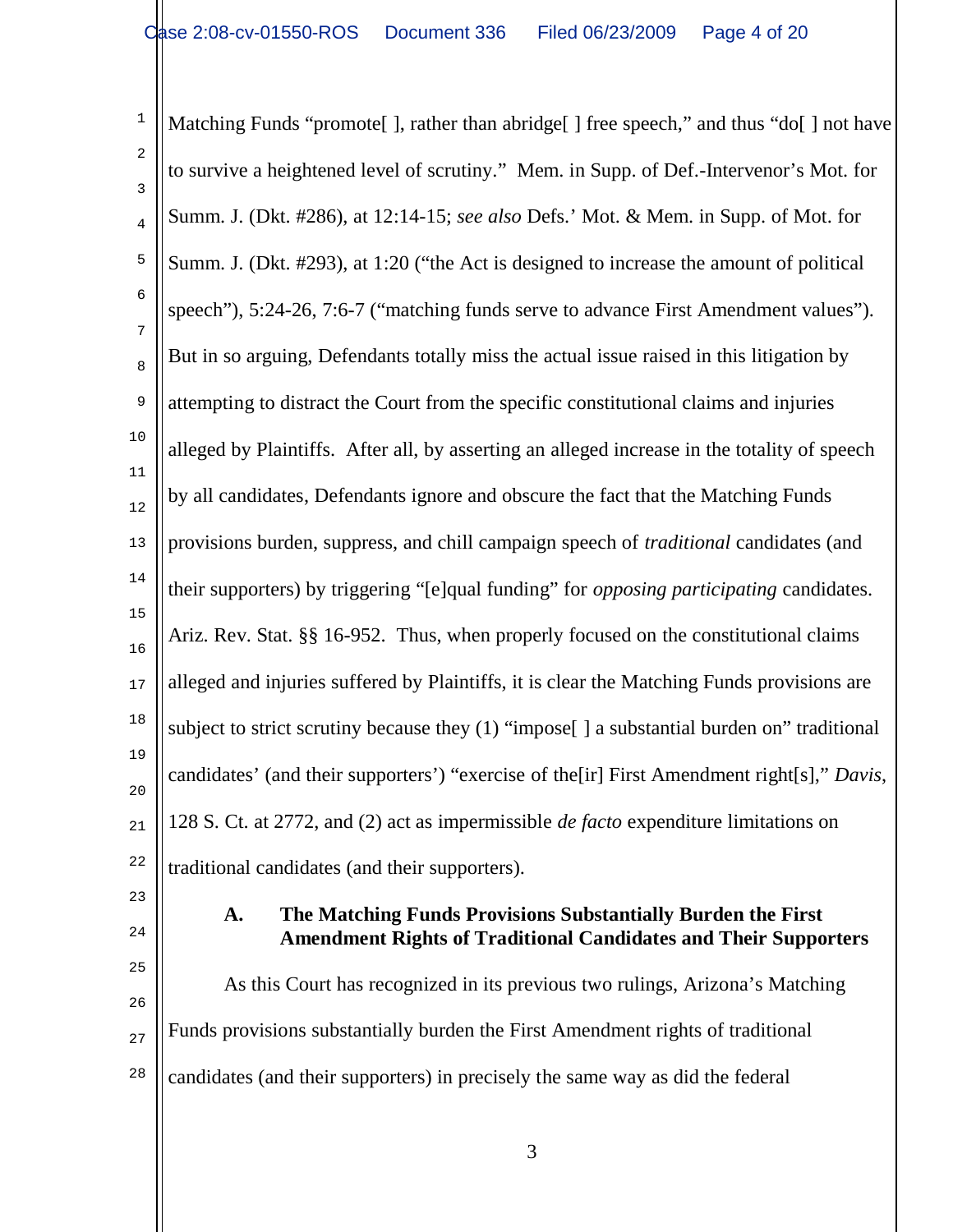Matching Funds "promote[ ], rather than abridge[ ] free speech," and thus "do[ ] not have to survive a heightened level of scrutiny." Mem. in Supp. of Def.-Intervenor's Mot. for Summ. J. (Dkt. #286), at 12:14-15; *see also* Defs.' Mot. & Mem. in Supp. of Mot. for Summ. J. (Dkt. #293), at 1:20 ("the Act is designed to increase the amount of political speech"), 5:24-26, 7:6-7 ("matching funds serve to advance First Amendment values"). But in so arguing, Defendants totally miss the actual issue raised in this litigation by attempting to distract the Court from the specific constitutional claims and injuries alleged by Plaintiffs. After all, by asserting an alleged increase in the totality of speech by all candidates, Defendants ignore and obscure the fact that the Matching Funds provisions burden, suppress, and chill campaign speech of *traditional* candidates (and their supporters) by triggering "[e]qual funding" for *opposing participating* candidates. Ariz. Rev. Stat. §§ 16-952. Thus, when properly focused on the constitutional claims alleged and injuries suffered by Plaintiffs, it is clear the Matching Funds provisions are subject to strict scrutiny because they (1) "impose[ ] a substantial burden on" traditional candidates' (and their supporters') "exercise of the[ir] First Amendment right[s]," *Davis*, 128 S. Ct. at 2772, and (2) act as impermissible *de facto* expenditure limitations on traditional candidates (and their supporters).

### A. The Matching Funds Provisions Substantially Burden the First Amendment Rights of Traditional Candidates and Their Supporters

As this Court has recognized in its previous two rulings, Arizona's Matching Funds provisions substantially burden the First Amendment rights of traditional candidates (and their supporters) in precisely the same way as did the federal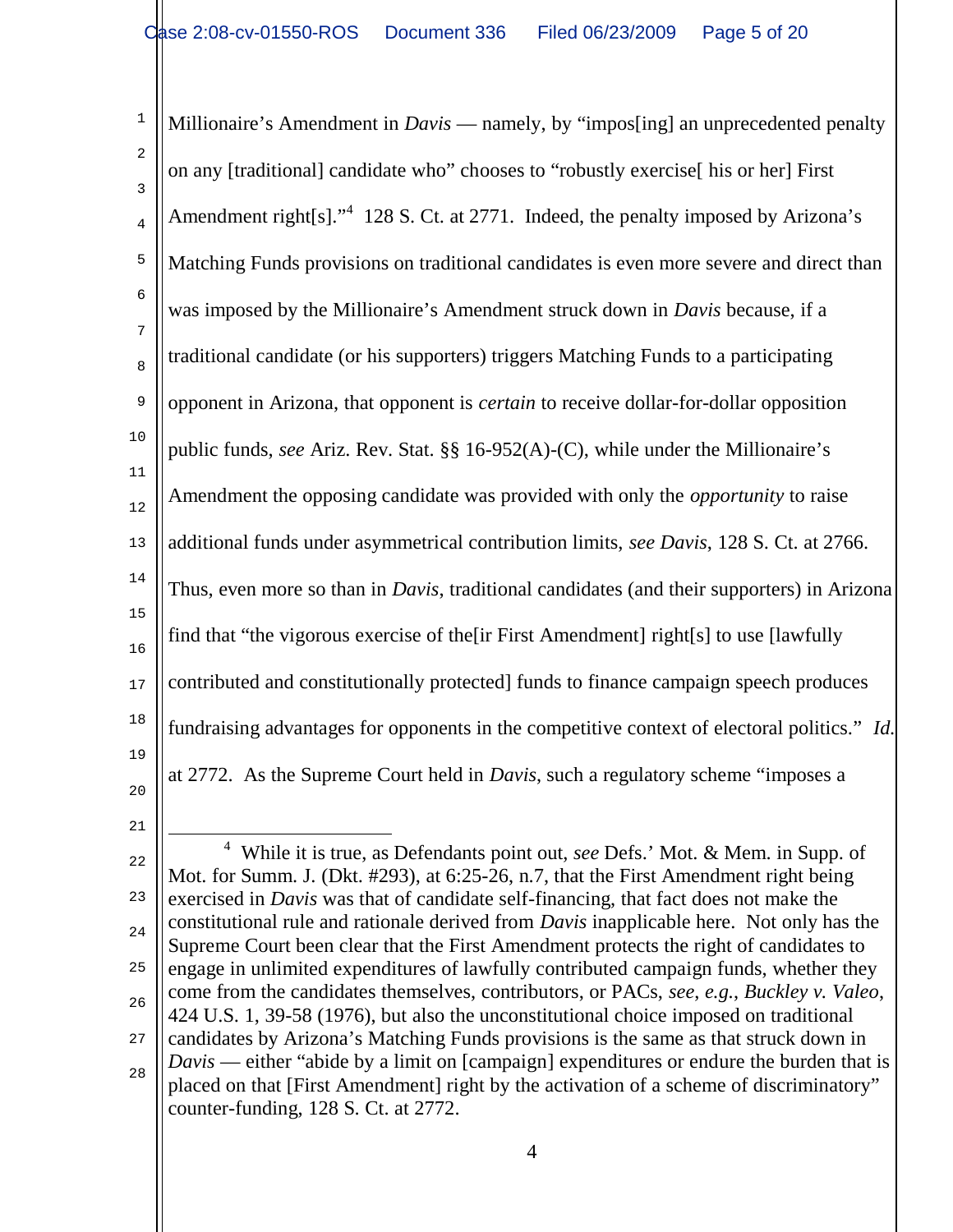Millionaire's Amendment in *Davis* — namely, by "impos[ing] an unprecedented penalty on any [traditional] candidate who" chooses to "robustly exercise[ his or her] First Amendment right[s]."[4] 128 S. Ct. at 2771. Indeed, the penalty imposed by Arizona's Matching Funds provisions on traditional candidates is even more severe and direct than was imposed by the Millionaire's Amendment struck down in *Davis* because, if a traditional candidate (or his supporters) triggers Matching Funds to a participating opponent in Arizona, that opponent is *certain* to receive dollar-for-dollar opposition public funds, *see* Ariz. Rev. Stat. §§ 16-952(A)-(C), while under the Millionaire's Amendment the opposing candidate was provided with only the *opportunity* to raise additional funds under asymmetrical contribution limits, *see Davis*, 128 S. Ct. at 2766. Thus, even more so than in *Davis*, traditional candidates (and their supporters) in Arizona find that "the vigorous exercise of the[ir First Amendment] right[s] to use [lawfully contributed and constitutionally protected] funds to finance campaign speech produces fundraising advantages for opponents in the competitive context of electoral politics." *Id.* at 2772. As the Supreme Court held in *Davis*, such a regulatory scheme "imposes a

---

[4] While it is true, as Defendants point out, *see* Defs.' Mot. & Mem. in Supp. of Mot. for Summ. J. (Dkt. #293), at 6:25-26, n.7, that the First Amendment right being exercised in *Davis* was that of candidate self-financing, that fact does not make the constitutional rule and rationale derived from *Davis* inapplicable here. Not only has the Supreme Court been clear that the First Amendment protects the right of candidates to engage in unlimited expenditures of lawfully contributed campaign funds, whether they come from the candidates themselves, contributors, or PACs, *see, e.g.*, *Buckley v. Valeo*, 424 U.S. 1, 39-58 (1976), but also the unconstitutional choice imposed on traditional candidates by Arizona's Matching Funds provisions is the same as that struck down in *Davis* — either "abide by a limit on [campaign] expenditures or endure the burden that is placed on that [First Amendment] right by the activation of a scheme of discriminatory" counter-funding, 128 S. Ct. at 2772.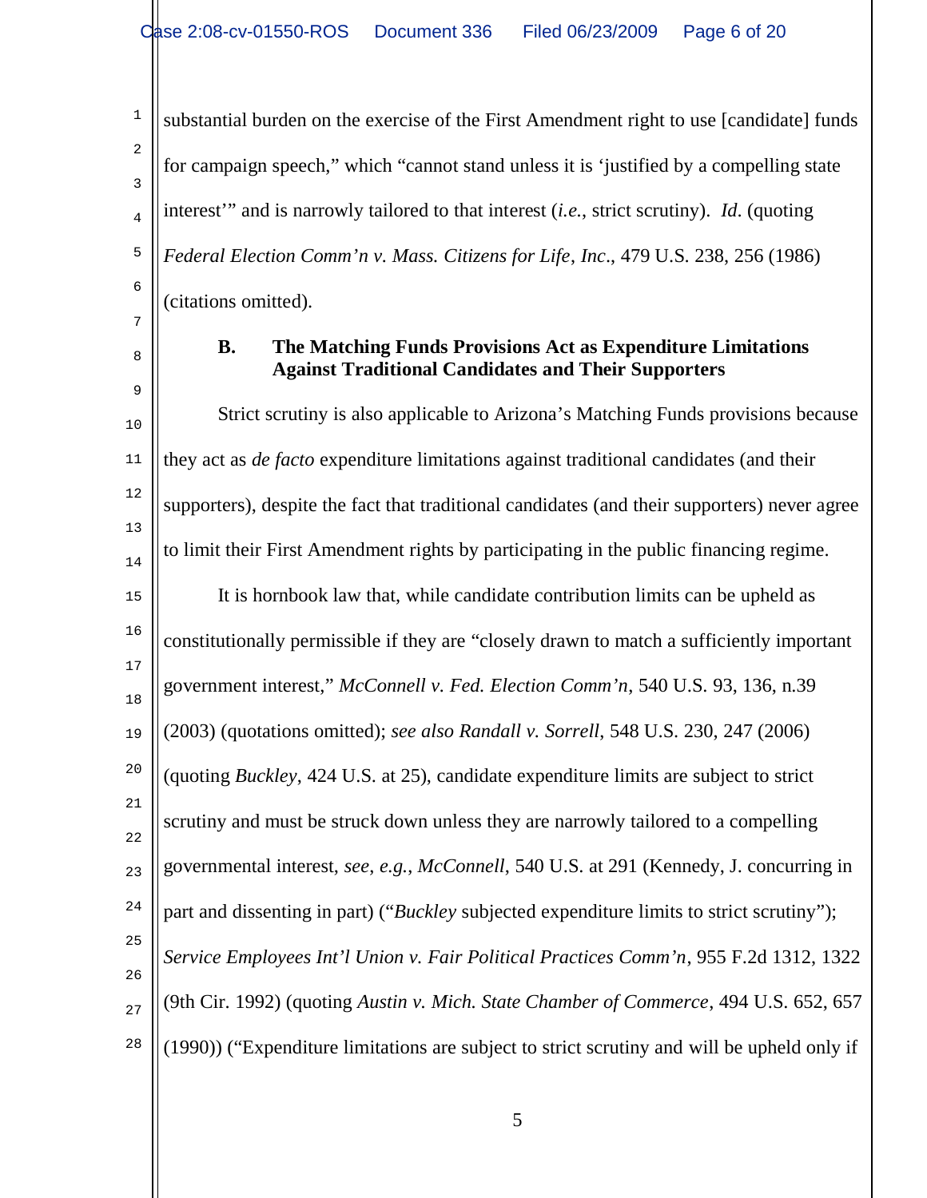substantial burden on the exercise of the First Amendment right to use [candidate] funds for campaign speech," which "cannot stand unless it is 'justified by a compelling state interest'" and is narrowly tailored to that interest (*i.e.*, strict scrutiny). *Id*. (quoting *Federal Election Comm'n v. Mass. Citizens for Life*, *Inc*., 479 U.S. 238, 256 (1986) (citations omitted).

**B. The Matching Funds Provisions Act as Expenditure Limitations Against Traditional Candidates and Their Supporters**

Strict scrutiny is also applicable to Arizona's Matching Funds provisions because they act as *de facto* expenditure limitations against traditional candidates (and their supporters), despite the fact that traditional candidates (and their supporters) never agree to limit their First Amendment rights by participating in the public financing regime.

It is hornbook law that, while candidate contribution limits can be upheld as constitutionally permissible if they are "closely drawn to match a sufficiently important government interest," *McConnell v. Fed. Election Comm'n*, 540 U.S. 93, 136, n.39 (2003) (quotations omitted); *see also Randall v. Sorrell*, 548 U.S. 230, 247 (2006) (quoting *Buckley*, 424 U.S. at 25), candidate expenditure limits are subject to strict scrutiny and must be struck down unless they are narrowly tailored to a compelling governmental interest, *see*, *e.g.*, *McConnell*, 540 U.S. at 291 (Kennedy, J. concurring in part and dissenting in part) ("*Buckley* subjected expenditure limits to strict scrutiny"); *Service Employees Int'l Union v. Fair Political Practices Comm'n*, 955 F.2d 1312, 1322 (9th Cir. 1992) (quoting *Austin v. Mich. State Chamber of Commerce*, 494 U.S. 652, 657 (1990)) ("Expenditure limitations are subject to strict scrutiny and will be upheld only if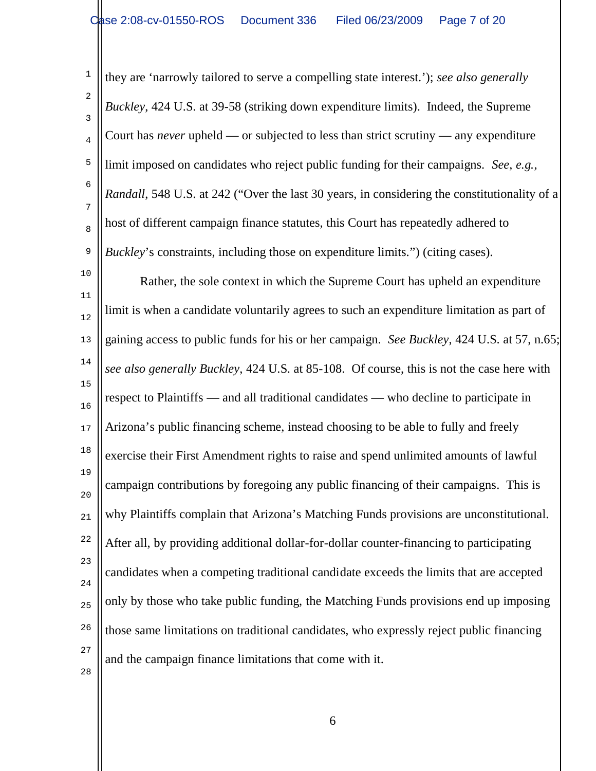they are 'narrowly tailored to serve a compelling state interest.'); *see also generally Buckley*, 424 U.S. at 39-58 (striking down expenditure limits). Indeed, the Supreme Court has *never* upheld — or subjected to less than strict scrutiny — any expenditure limit imposed on candidates who reject public funding for their campaigns. *See, e.g.*, *Randall*, 548 U.S. at 242 ("Over the last 30 years, in considering the constitutionality of a host of different campaign finance statutes, this Court has repeatedly adhered to *Buckley*'s constraints, including those on expenditure limits.") (citing cases).

Rather, the sole context in which the Supreme Court has upheld an expenditure limit is when a candidate voluntarily agrees to such an expenditure limitation as part of gaining access to public funds for his or her campaign. *See Buckley*, 424 U.S. at 57, n.65; *see also generally Buckley*, 424 U.S. at 85-108. Of course, this is not the case here with respect to Plaintiffs — and all traditional candidates — who decline to participate in Arizona's public financing scheme, instead choosing to be able to fully and freely exercise their First Amendment rights to raise and spend unlimited amounts of lawful campaign contributions by foregoing any public financing of their campaigns. This is why Plaintiffs complain that Arizona's Matching Funds provisions are unconstitutional. After all, by providing additional dollar-for-dollar counter-financing to participating candidates when a competing traditional candidate exceeds the limits that are accepted only by those who take public funding, the Matching Funds provisions end up imposing those same limitations on traditional candidates, who expressly reject public financing and the campaign finance limitations that come with it.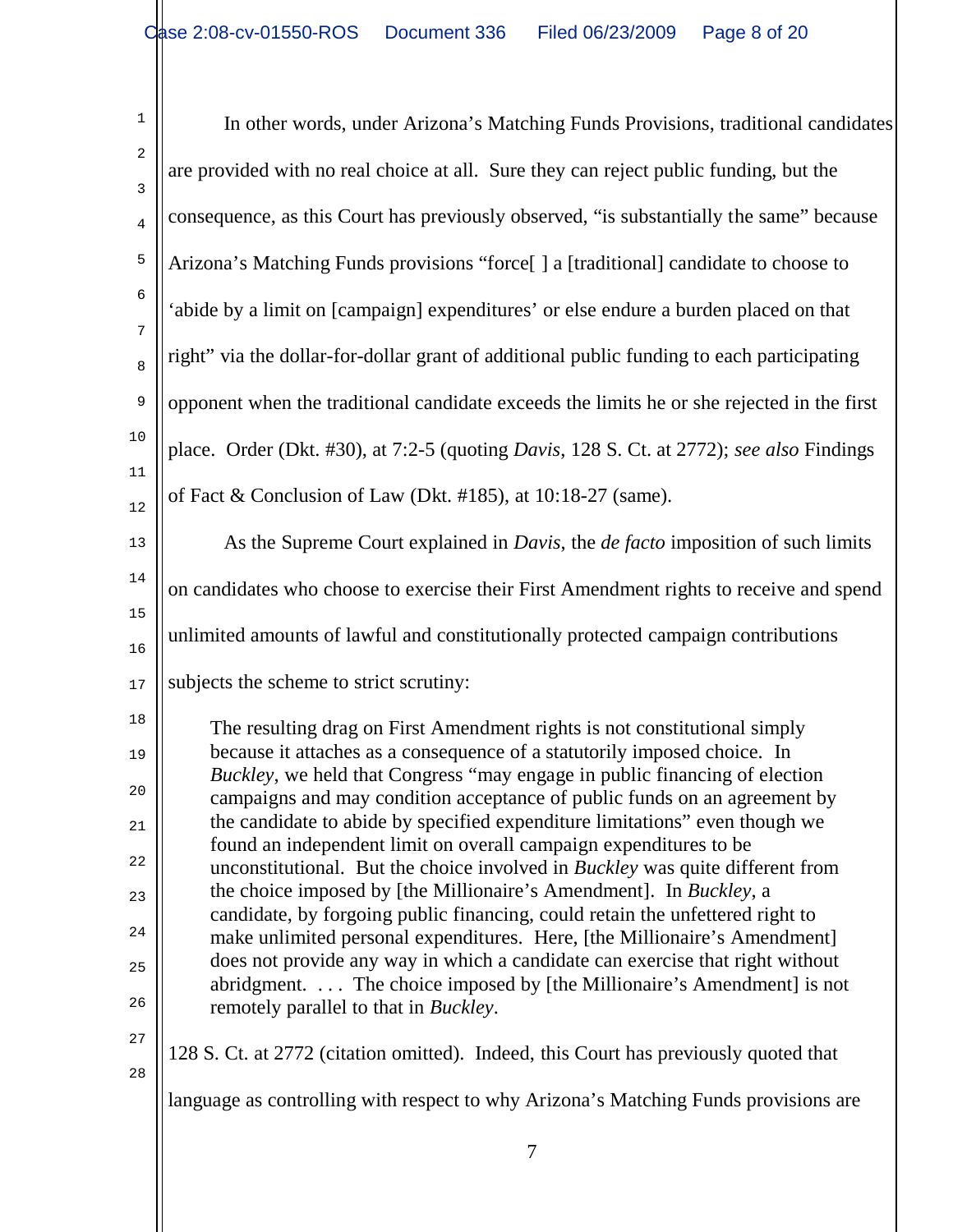In other words, under Arizona's Matching Funds Provisions, traditional candidates are provided with no real choice at all. Sure they can reject public funding, but the consequence, as this Court has previously observed, "is substantially the same" because Arizona's Matching Funds provisions "force[ ] a [traditional] candidate to choose to 'abide by a limit on [campaign] expenditures' or else endure a burden placed on that right" via the dollar-for-dollar grant of additional public funding to each participating opponent when the traditional candidate exceeds the limits he or she rejected in the first place. Order (Dkt. #30), at 7:2-5 (quoting *Davis*, 128 S. Ct. at 2772); *see also* Findings of Fact & Conclusion of Law (Dkt. #185), at 10:18-27 (same).

As the Supreme Court explained in *Davis*, the *de facto* imposition of such limits on candidates who choose to exercise their First Amendment rights to receive and spend unlimited amounts of lawful and constitutionally protected campaign contributions subjects the scheme to strict scrutiny:

> The resulting drag on First Amendment rights is not constitutional simply because it attaches as a consequence of a statutorily imposed choice. In *Buckley*, we held that Congress "may engage in public financing of election campaigns and may condition acceptance of public funds on an agreement by the candidate to abide by specified expenditure limitations" even though we found an independent limit on overall campaign expenditures to be unconstitutional. But the choice involved in *Buckley* was quite different from the choice imposed by [the Millionaire's Amendment]. In *Buckley*, a candidate, by forgoing public financing, could retain the unfettered right to make unlimited personal expenditures. Here, [the Millionaire's Amendment] does not provide any way in which a candidate can exercise that right without abridgment. . . . The choice imposed by [the Millionaire's Amendment] is not remotely parallel to that in *Buckley*.

128 S. Ct. at 2772 (citation omitted). Indeed, this Court has previously quoted that language as controlling with respect to why Arizona's Matching Funds provisions are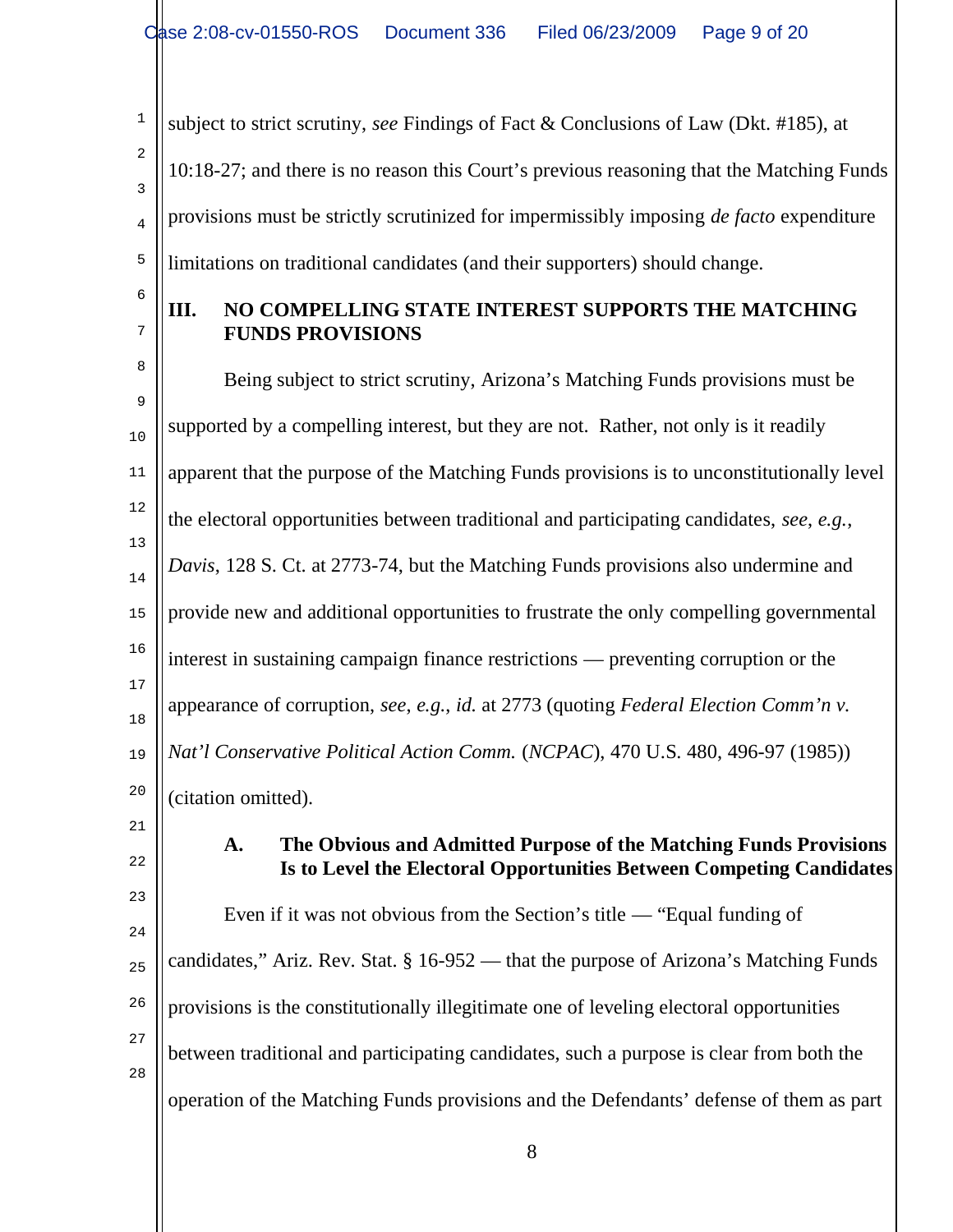subject to strict scrutiny, *see* Findings of Fact & Conclusions of Law (Dkt. #185), at 10:18-27; and there is no reason this Court's previous reasoning that the Matching Funds provisions must be strictly scrutinized for impermissibly imposing *de facto* expenditure limitations on traditional candidates (and their supporters) should change.

## III. NO COMPELLING STATE INTEREST SUPPORTS THE MATCHING FUNDS PROVISIONS

Being subject to strict scrutiny, Arizona's Matching Funds provisions must be supported by a compelling interest, but they are not. Rather, not only is it readily apparent that the purpose of the Matching Funds provisions is to unconstitutionally level the electoral opportunities between traditional and participating candidates, *see*, *e.g.*, *Davis*, 128 S. Ct. at 2773-74, but the Matching Funds provisions also undermine and provide new and additional opportunities to frustrate the only compelling governmental interest in sustaining campaign finance restrictions — preventing corruption or the appearance of corruption, *see*, *e.g.*, *id.* at 2773 (quoting *Federal Election Comm'n v. Nat'l Conservative Political Action Comm.* (*NCPAC*), 470 U.S. 480, 496-97 (1985)) (citation omitted).

### A. The Obvious and Admitted Purpose of the Matching Funds Provisions Is to Level the Electoral Opportunities Between Competing Candidates

Even if it was not obvious from the Section's title — "Equal funding of candidates," Ariz. Rev. Stat. § 16-952 — that the purpose of Arizona's Matching Funds provisions is the constitutionally illegitimate one of leveling electoral opportunities between traditional and participating candidates, such a purpose is clear from both the operation of the Matching Funds provisions and the Defendants' defense of them as part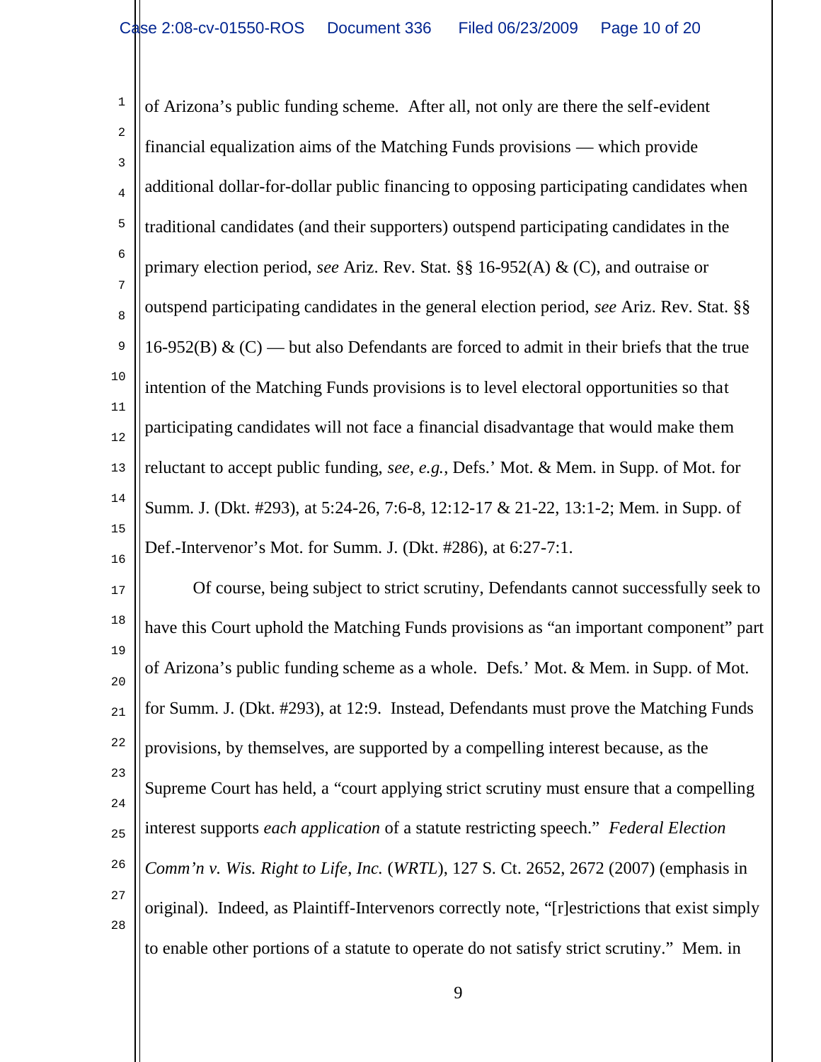of Arizona's public funding scheme. After all, not only are there the self-evident financial equalization aims of the Matching Funds provisions — which provide additional dollar-for-dollar public financing to opposing participating candidates when traditional candidates (and their supporters) outspend participating candidates in the primary election period, *see* Ariz. Rev. Stat. §§ 16-952(A) & (C), and outraise or outspend participating candidates in the general election period, *see* Ariz. Rev. Stat. §§ 16-952(B) & (C) — but also Defendants are forced to admit in their briefs that the true intention of the Matching Funds provisions is to level electoral opportunities so that participating candidates will not face a financial disadvantage that would make them reluctant to accept public funding, *see*, *e.g.*, Defs.' Mot. & Mem. in Supp. of Mot. for Summ. J. (Dkt. #293), at 5:24-26, 7:6-8, 12:12-17 & 21-22, 13:1-2; Mem. in Supp. of Def.-Intervenor's Mot. for Summ. J. (Dkt. #286), at 6:27-7:1.

Of course, being subject to strict scrutiny, Defendants cannot successfully seek to have this Court uphold the Matching Funds provisions as "an important component" part of Arizona's public funding scheme as a whole. Defs.' Mot. & Mem. in Supp. of Mot. for Summ. J. (Dkt. #293), at 12:9. Instead, Defendants must prove the Matching Funds provisions, by themselves, are supported by a compelling interest because, as the Supreme Court has held, a "court applying strict scrutiny must ensure that a compelling interest supports *each application* of a statute restricting speech." *Federal Election Comm'n v. Wis. Right to Life, Inc.* (*WRTL*), 127 S. Ct. 2652, 2672 (2007) (emphasis in original). Indeed, as Plaintiff-Intervenors correctly note, "[r]estrictions that exist simply to enable other portions of a statute to operate do not satisfy strict scrutiny." Mem. in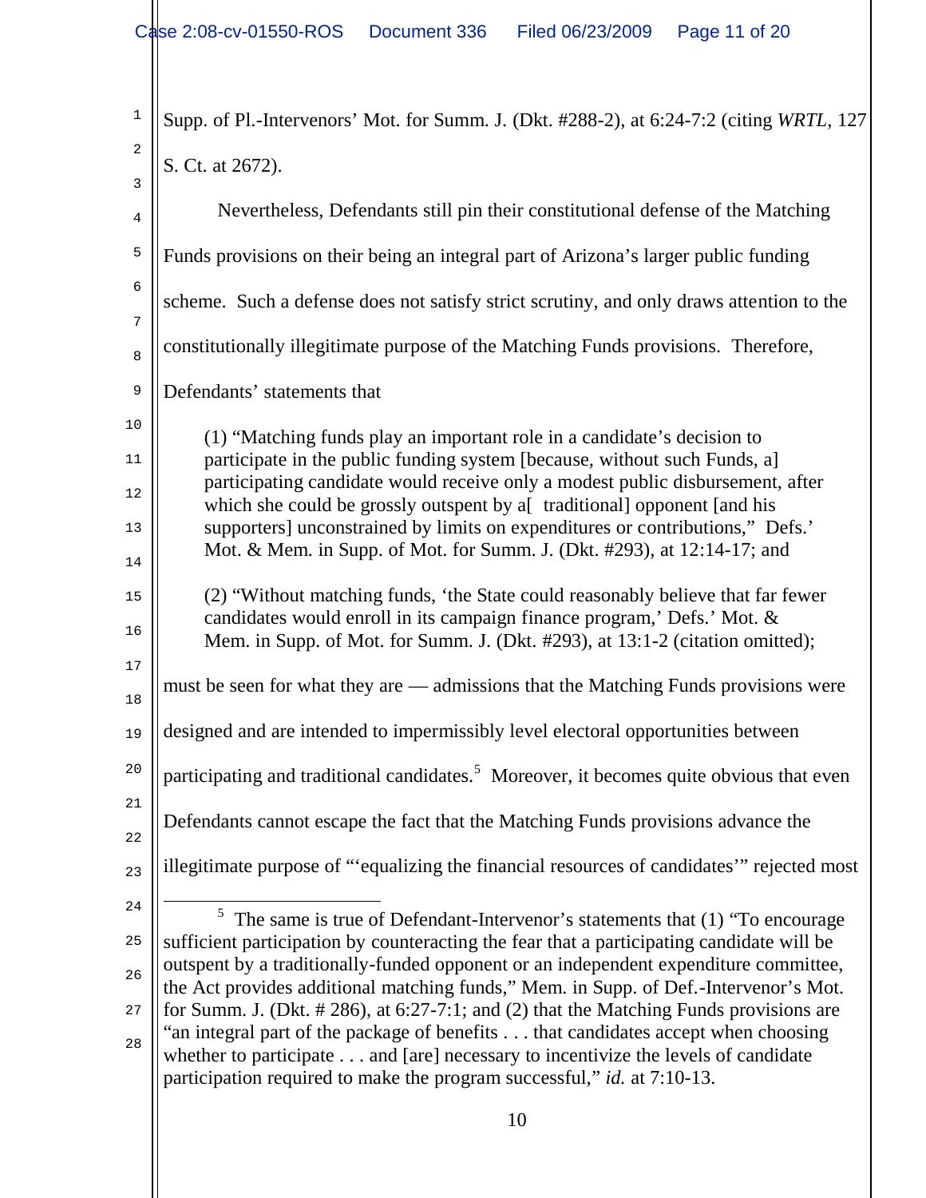Supp. of Pl.-Intervenors' Mot. for Summ. J. (Dkt. #288-2), at 6:24-7:2 (citing *WRTL*, 127 S. Ct. at 2672).

Nevertheless, Defendants still pin their constitutional defense of the Matching Funds provisions on their being an integral part of Arizona's larger public funding scheme. Such a defense does not satisfy strict scrutiny, and only draws attention to the constitutionally illegitimate purpose of the Matching Funds provisions. Therefore, Defendants' statements that

> (1) "Matching funds play an important role in a candidate's decision to participate in the public funding system [because, without such Funds, a] participating candidate would receive only a modest public disbursement, after which she could be grossly outspent by a[ traditional] opponent [and his supporters] unconstrained by limits on expenditures or contributions," Defs.' Mot. & Mem. in Supp. of Mot. for Summ. J. (Dkt. #293), at 12:14-17; and
>
> (2) "Without matching funds, 'the State could reasonably believe that far fewer candidates would enroll in its campaign finance program,' Defs.' Mot. & Mem. in Supp. of Mot. for Summ. J. (Dkt. #293), at 13:1-2 (citation omitted);

must be seen for what they are — admissions that the Matching Funds provisions were designed and are intended to impermissibly level electoral opportunities between participating and traditional candidates.[5] Moreover, it becomes quite obvious that even Defendants cannot escape the fact that the Matching Funds provisions advance the illegitimate purpose of "'equalizing the financial resources of candidates'" rejected most

---

[5] The same is true of Defendant-Intervenor's statements that (1) "To encourage sufficient participation by counteracting the fear that a participating candidate will be outspent by a traditionally-funded opponent or an independent expenditure committee, the Act provides additional matching funds," Mem. in Supp. of Def.-Intervenor's Mot. for Summ. J. (Dkt. # 286), at 6:27-7:1; and (2) that the Matching Funds provisions are "an integral part of the package of benefits . . . that candidates accept when choosing whether to participate . . . and [are] necessary to incentivize the levels of candidate participation required to make the program successful," *id.* at 7:10-13.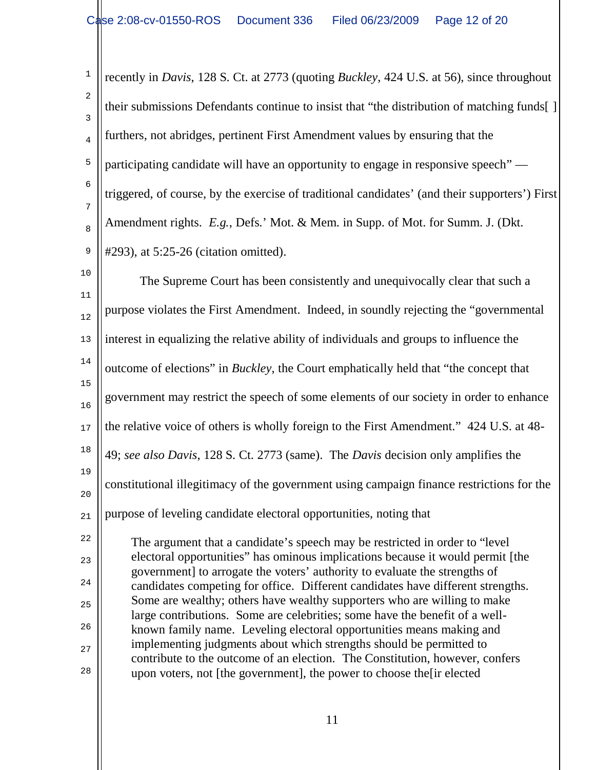recently in *Davis*, 128 S. Ct. at 2773 (quoting *Buckley*, 424 U.S. at 56), since throughout their submissions Defendants continue to insist that "the distribution of matching funds[ ] furthers, not abridges, pertinent First Amendment values by ensuring that the participating candidate will have an opportunity to engage in responsive speech" — triggered, of course, by the exercise of traditional candidates' (and their supporters') First Amendment rights. *E.g.*, Defs.' Mot. & Mem. in Supp. of Mot. for Summ. J. (Dkt. #293), at 5:25-26 (citation omitted).

The Supreme Court has been consistently and unequivocally clear that such a purpose violates the First Amendment. Indeed, in soundly rejecting the "governmental interest in equalizing the relative ability of individuals and groups to influence the outcome of elections" in *Buckley*, the Court emphatically held that "the concept that government may restrict the speech of some elements of our society in order to enhance the relative voice of others is wholly foreign to the First Amendment." 424 U.S. at 48-49; *see also Davis*, 128 S. Ct. 2773 (same). The *Davis* decision only amplifies the constitutional illegitimacy of the government using campaign finance restrictions for the purpose of leveling candidate electoral opportunities, noting that

> The argument that a candidate's speech may be restricted in order to "level electoral opportunities" has ominous implications because it would permit [the government] to arrogate the voters' authority to evaluate the strengths of candidates competing for office. Different candidates have different strengths. Some are wealthy; others have wealthy supporters who are willing to make large contributions. Some are celebrities; some have the benefit of a well-known family name. Leveling electoral opportunities means making and implementing judgments about which strengths should be permitted to contribute to the outcome of an election. The Constitution, however, confers upon voters, not [the government], the power to choose the[ir elected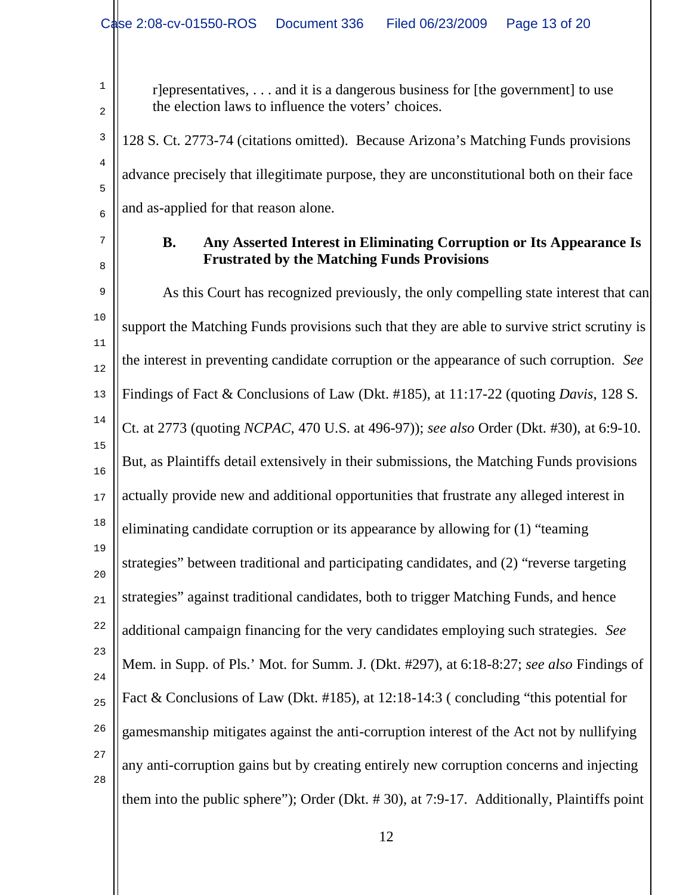r]epresentatives, . . . and it is a dangerous business for [the government] to use the election laws to influence the voters' choices.

128 S. Ct. 2773-74 (citations omitted). Because Arizona's Matching Funds provisions advance precisely that illegitimate purpose, they are unconstitutional both on their face and as-applied for that reason alone.

### B. Any Asserted Interest in Eliminating Corruption or Its Appearance Is Frustrated by the Matching Funds Provisions

As this Court has recognized previously, the only compelling state interest that can support the Matching Funds provisions such that they are able to survive strict scrutiny is the interest in preventing candidate corruption or the appearance of such corruption. *See* Findings of Fact & Conclusions of Law (Dkt. #185), at 11:17-22 (quoting *Davis*, 128 S. Ct. at 2773 (quoting *NCPAC*, 470 U.S. at 496-97)); *see also* Order (Dkt. #30), at 6:9-10. But, as Plaintiffs detail extensively in their submissions, the Matching Funds provisions actually provide new and additional opportunities that frustrate any alleged interest in eliminating candidate corruption or its appearance by allowing for (1) "teaming strategies" between traditional and participating candidates, and (2) "reverse targeting strategies" against traditional candidates, both to trigger Matching Funds, and hence additional campaign financing for the very candidates employing such strategies. *See* Mem. in Supp. of Pls.' Mot. for Summ. J. (Dkt. #297), at 6:18-8:27; *see also* Findings of Fact & Conclusions of Law (Dkt. #185), at 12:18-14:3 ( concluding "this potential for gamesmanship mitigates against the anti-corruption interest of the Act not by nullifying any anti-corruption gains but by creating entirely new corruption concerns and injecting them into the public sphere"); Order (Dkt. # 30), at 7:9-17. Additionally, Plaintiffs point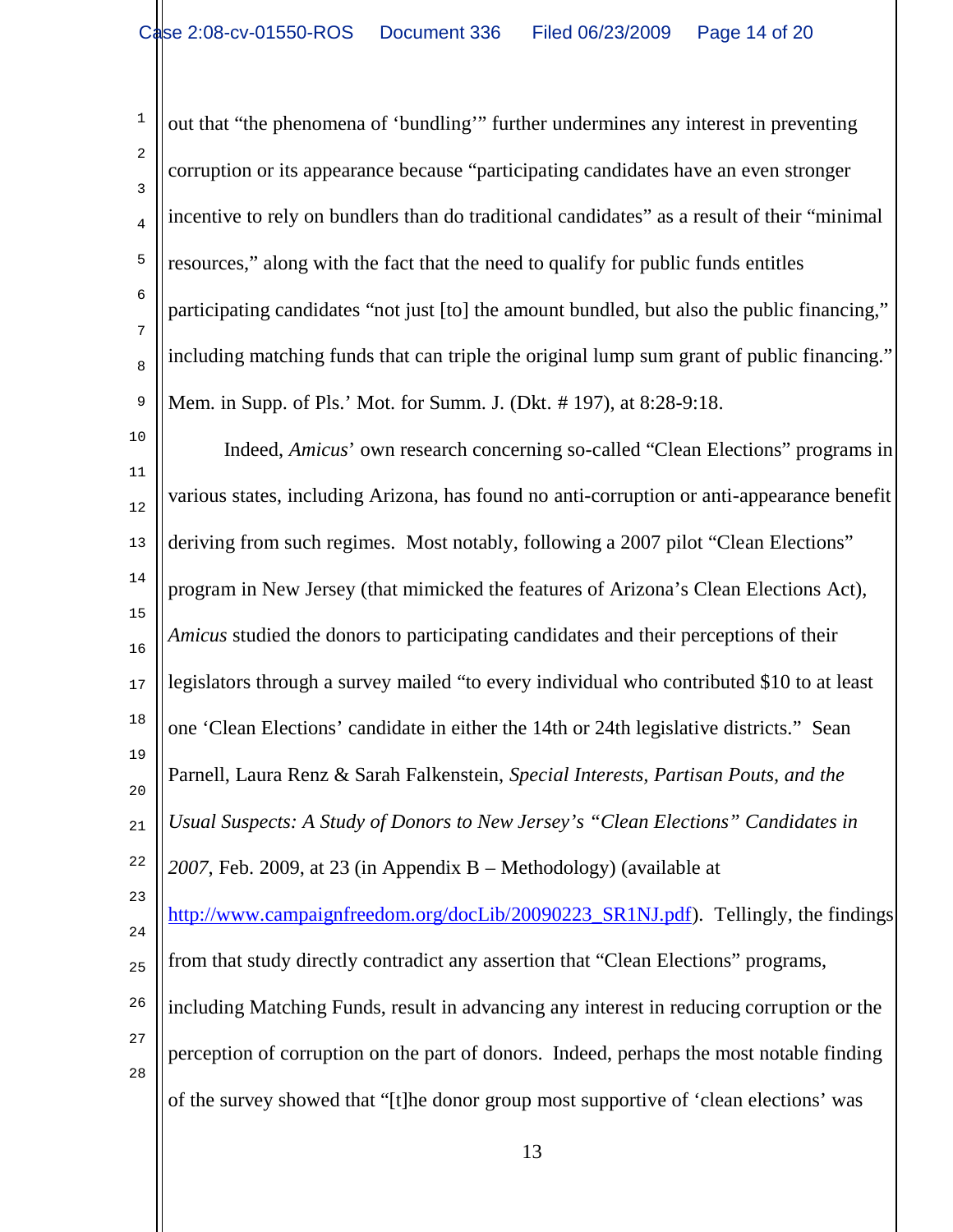out that "the phenomena of 'bundling'" further undermines any interest in preventing corruption or its appearance because "participating candidates have an even stronger incentive to rely on bundlers than do traditional candidates" as a result of their "minimal resources," along with the fact that the need to qualify for public funds entitles participating candidates "not just [to] the amount bundled, but also the public financing," including matching funds that can triple the original lump sum grant of public financing." Mem. in Supp. of Pls.' Mot. for Summ. J. (Dkt. # 197), at 8:28-9:18.

Indeed, *Amicus*' own research concerning so-called "Clean Elections" programs in various states, including Arizona, has found no anti-corruption or anti-appearance benefit deriving from such regimes. Most notably, following a 2007 pilot "Clean Elections" program in New Jersey (that mimicked the features of Arizona's Clean Elections Act), *Amicus* studied the donors to participating candidates and their perceptions of their legislators through a survey mailed "to every individual who contributed $10 to at least one 'Clean Elections' candidate in either the 14th or 24th legislative districts." Sean Parnell, Laura Renz & Sarah Falkenstein, *Special Interests, Partisan Pouts, and the Usual Suspects: A Study of Donors to New Jersey's "Clean Elections" Candidates in 2007*, Feb. 2009, at 23 (in Appendix B – Methodology) (available at http://www.campaignfreedom.org/docLib/20090223_SR1NJ.pdf). Tellingly, the findings from that study directly contradict any assertion that "Clean Elections" programs, including Matching Funds, result in advancing any interest in reducing corruption or the perception of corruption on the part of donors. Indeed, perhaps the most notable finding of the survey showed that "[t]he donor group most supportive of 'clean elections' was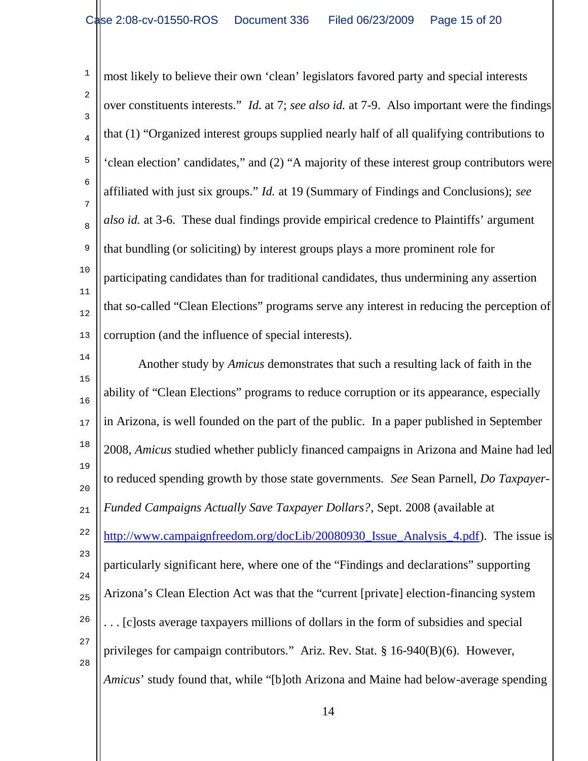most likely to believe their own 'clean' legislators favored party and special interests over constituents interests." *Id.* at 7; *see also id.* at 7-9. Also important were the findings that (1) "Organized interest groups supplied nearly half of all qualifying contributions to 'clean election' candidates," and (2) "A majority of these interest group contributors were affiliated with just six groups." *Id.* at 19 (Summary of Findings and Conclusions); *see also id.* at 3-6. These dual findings provide empirical credence to Plaintiffs' argument that bundling (or soliciting) by interest groups plays a more prominent role for participating candidates than for traditional candidates, thus undermining any assertion that so-called "Clean Elections" programs serve any interest in reducing the perception of corruption (and the influence of special interests).

Another study by *Amicus* demonstrates that such a resulting lack of faith in the ability of "Clean Elections" programs to reduce corruption or its appearance, especially in Arizona, is well founded on the part of the public. In a paper published in September 2008, *Amicus* studied whether publicly financed campaigns in Arizona and Maine had led to reduced spending growth by those state governments. *See* Sean Parnell, *Do Taxpayer-Funded Campaigns Actually Save Taxpayer Dollars?*, Sept. 2008 (available at http://www.campaignfreedom.org/docLib/20080930_Issue_Analysis_4.pdf). The issue is particularly significant here, where one of the "Findings and declarations" supporting Arizona's Clean Election Act was that the "current [private] election-financing system . . . [c]osts average taxpayers millions of dollars in the form of subsidies and special privileges for campaign contributors." Ariz. Rev. Stat. § 16-940(B)(6). However, *Amicus*' study found that, while "[b]oth Arizona and Maine had below-average spending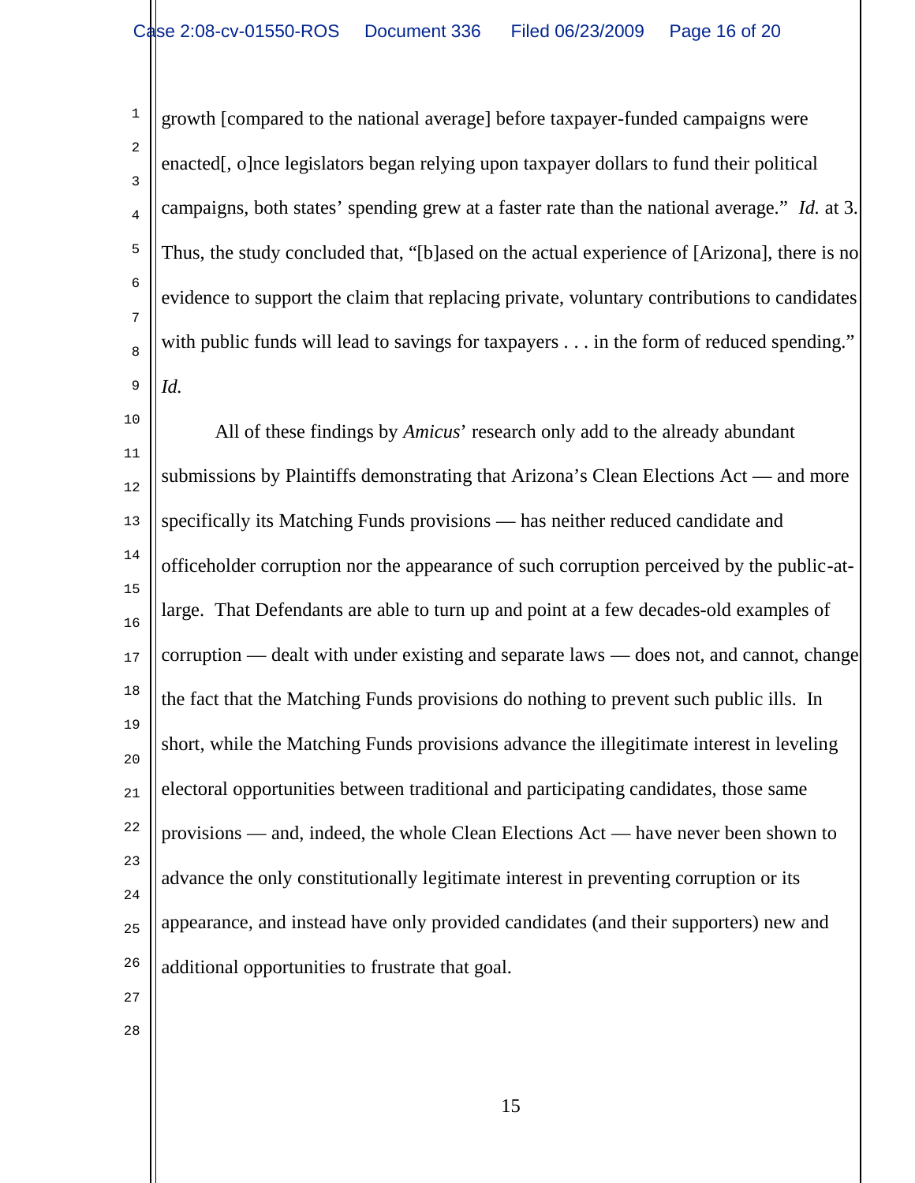growth [compared to the national average] before taxpayer-funded campaigns were enacted[, o]nce legislators began relying upon taxpayer dollars to fund their political campaigns, both states' spending grew at a faster rate than the national average." *Id.* at 3. Thus, the study concluded that, "[b]ased on the actual experience of [Arizona], there is no evidence to support the claim that replacing private, voluntary contributions to candidates with public funds will lead to savings for taxpayers . . . in the form of reduced spending." *Id.*

All of these findings by *Amicus*' research only add to the already abundant submissions by Plaintiffs demonstrating that Arizona's Clean Elections Act — and more specifically its Matching Funds provisions — has neither reduced candidate and officeholder corruption nor the appearance of such corruption perceived by the public-at-large. That Defendants are able to turn up and point at a few decades-old examples of corruption — dealt with under existing and separate laws — does not, and cannot, change the fact that the Matching Funds provisions do nothing to prevent such public ills. In short, while the Matching Funds provisions advance the illegitimate interest in leveling electoral opportunities between traditional and participating candidates, those same provisions — and, indeed, the whole Clean Elections Act — have never been shown to advance the only constitutionally legitimate interest in preventing corruption or its appearance, and instead have only provided candidates (and their supporters) new and additional opportunities to frustrate that goal.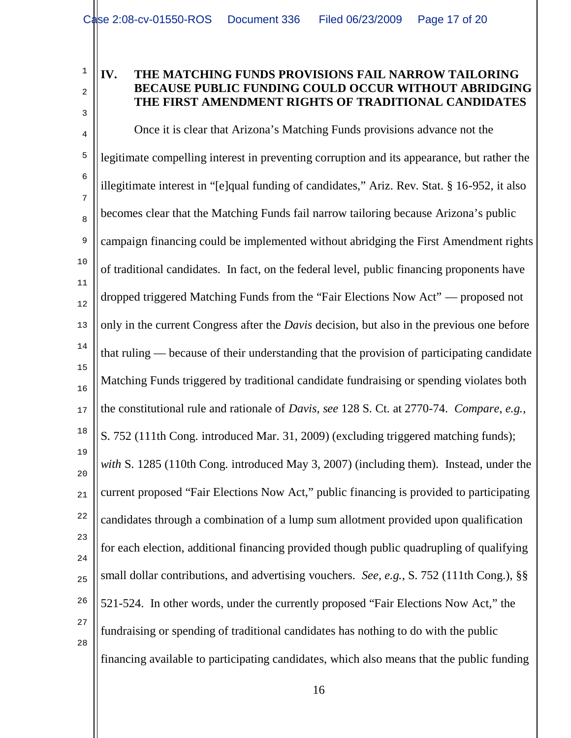## IV. THE MATCHING FUNDS PROVISIONS FAIL NARROW TAILORING BECAUSE PUBLIC FUNDING COULD OCCUR WITHOUT ABRIDGING THE FIRST AMENDMENT RIGHTS OF TRADITIONAL CANDIDATES

Once it is clear that Arizona's Matching Funds provisions advance not the legitimate compelling interest in preventing corruption and its appearance, but rather the illegitimate interest in "[e]qual funding of candidates," Ariz. Rev. Stat. § 16-952, it also becomes clear that the Matching Funds fail narrow tailoring because Arizona's public campaign financing could be implemented without abridging the First Amendment rights of traditional candidates. In fact, on the federal level, public financing proponents have dropped triggered Matching Funds from the "Fair Elections Now Act" — proposed not only in the current Congress after the *Davis* decision, but also in the previous one before that ruling — because of their understanding that the provision of participating candidate Matching Funds triggered by traditional candidate fundraising or spending violates both the constitutional rule and rationale of *Davis*, *see* 128 S. Ct. at 2770-74. *Compare, e.g.*, S. 752 (111th Cong. introduced Mar. 31, 2009) (excluding triggered matching funds); *with* S. 1285 (110th Cong. introduced May 3, 2007) (including them). Instead, under the current proposed "Fair Elections Now Act," public financing is provided to participating candidates through a combination of a lump sum allotment provided upon qualification for each election, additional financing provided though public quadrupling of qualifying small dollar contributions, and advertising vouchers. *See, e.g.*, S. 752 (111th Cong.), §§ 521-524. In other words, under the currently proposed "Fair Elections Now Act," the fundraising or spending of traditional candidates has nothing to do with the public financing available to participating candidates, which also means that the public funding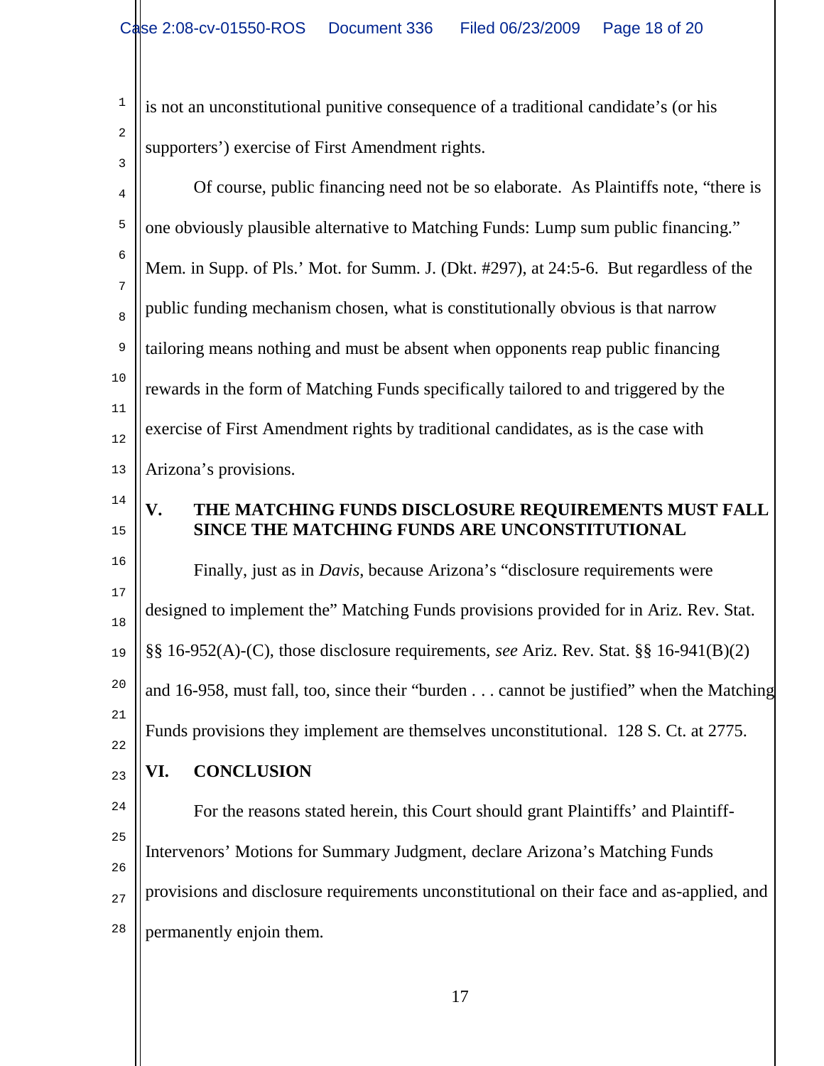is not an unconstitutional punitive consequence of a traditional candidate's (or his supporters') exercise of First Amendment rights.

Of course, public financing need not be so elaborate. As Plaintiffs note, "there is one obviously plausible alternative to Matching Funds: Lump sum public financing." Mem. in Supp. of Pls.' Mot. for Summ. J. (Dkt. #297), at 24:5-6. But regardless of the public funding mechanism chosen, what is constitutionally obvious is that narrow tailoring means nothing and must be absent when opponents reap public financing rewards in the form of Matching Funds specifically tailored to and triggered by the exercise of First Amendment rights by traditional candidates, as is the case with Arizona's provisions.

## V. THE MATCHING FUNDS DISCLOSURE REQUIREMENTS MUST FALL SINCE THE MATCHING FUNDS ARE UNCONSTITUTIONAL

Finally, just as in *Davis*, because Arizona's "disclosure requirements were designed to implement the" Matching Funds provisions provided for in Ariz. Rev. Stat. §§ 16-952(A)-(C), those disclosure requirements, *see* Ariz. Rev. Stat. §§ 16-941(B)(2) and 16-958, must fall, too, since their "burden . . . cannot be justified" when the Matching Funds provisions they implement are themselves unconstitutional. 128 S. Ct. at 2775.

## VI. CONCLUSION

For the reasons stated herein, this Court should grant Plaintiffs' and Plaintiff-Intervenors' Motions for Summary Judgment, declare Arizona's Matching Funds provisions and disclosure requirements unconstitutional on their face and as-applied, and permanently enjoin them.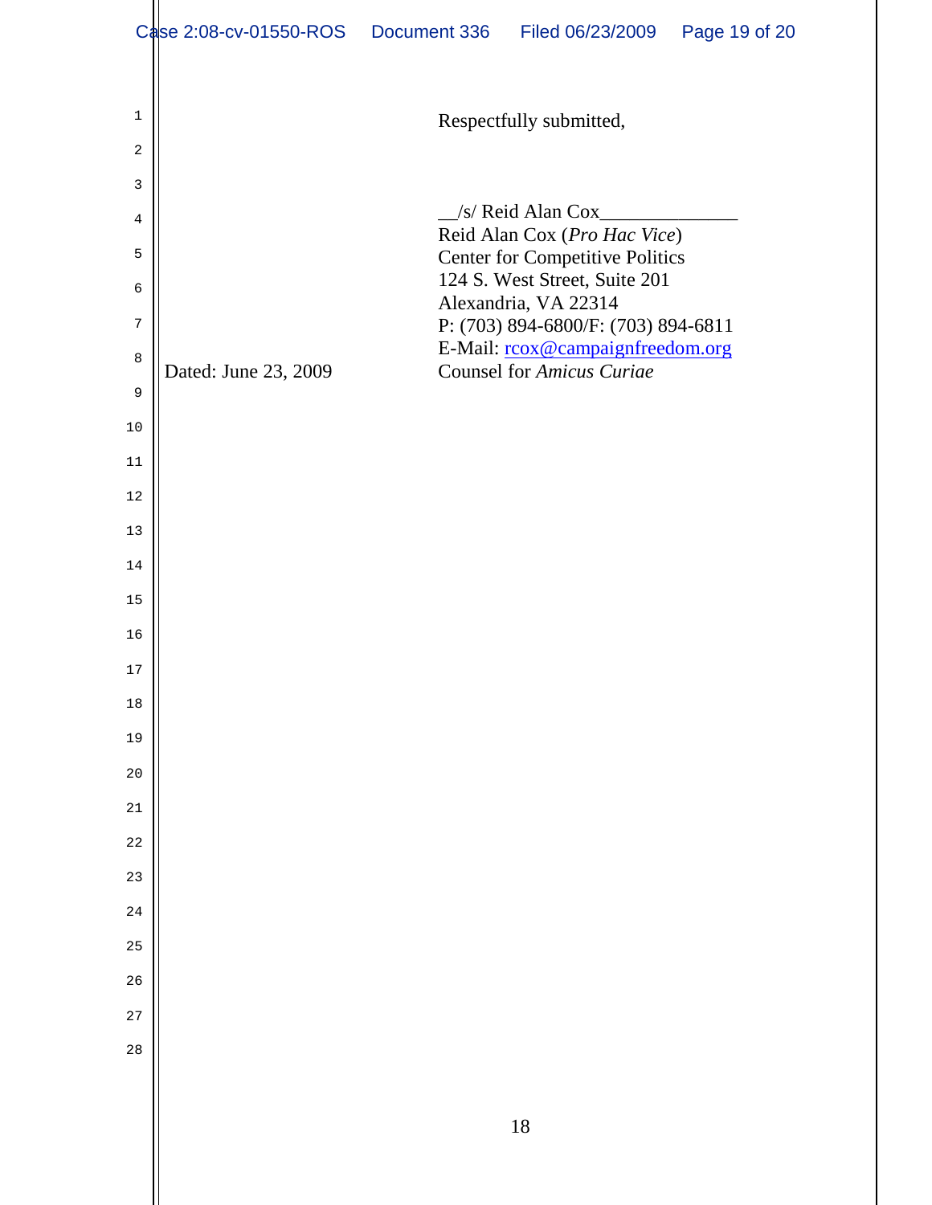Respectfully submitted,

__/s/ Reid Alan Cox______________
Reid Alan Cox (*Pro Hac Vice*)
Center for Competitive Politics
124 S. West Street, Suite 201
Alexandria, VA 22314
P: (703) 894-6800/F: (703) 894-6811
E-Mail: rcox@campaignfreedom.org
Counsel for *Amicus Curiae*

Dated: June 23, 2009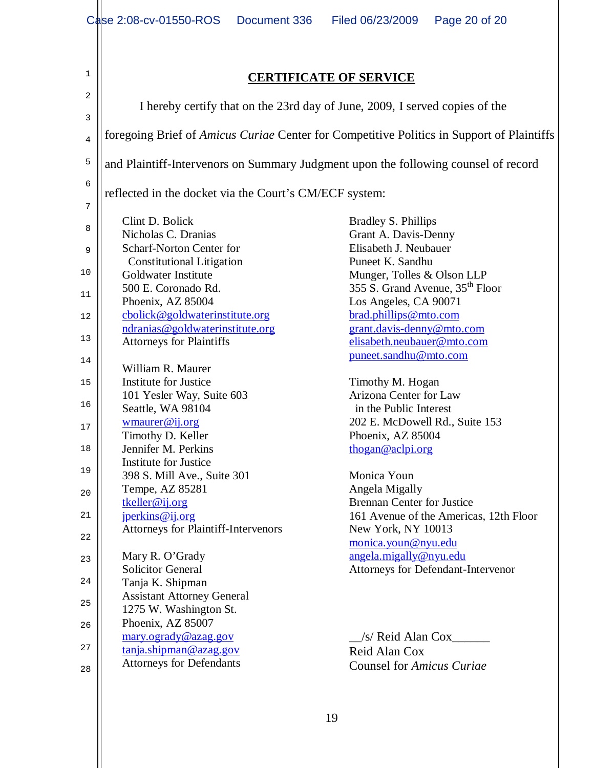# CERTIFICATE OF SERVICE

I hereby certify that on the 23rd day of June, 2009, I served copies of the foregoing Brief of *Amicus Curiae* Center for Competitive Politics in Support of Plaintiffs and Plaintiff-Intervenors on Summary Judgment upon the following counsel of record reflected in the docket via the Court's CM/ECF system:

Clint D. Bolick
Nicholas C. Dranias
Scharf-Norton Center for
Constitutional Litigation
Goldwater Institute
500 E. Coronado Rd.
Phoenix, AZ 85004
cbolick@goldwaterinstitute.org
ndranias@goldwaterinstitute.org
Attorneys for Plaintiffs

William R. Maurer
Institute for Justice
101 Yesler Way, Suite 603
Seattle, WA 98104
wmaurer@ij.org
Timothy D. Keller
Jennifer M. Perkins
Institute for Justice
398 S. Mill Ave., Suite 301
Tempe, AZ 85281
tkeller@ij.org
jperkins@ij.org
Attorneys for Plaintiff-Intervenors

Mary R. O'Grady
Solicitor General
Tanja K. Shipman
Assistant Attorney General
1275 W. Washington St.
Phoenix, AZ 85007
mary.ogrady@azag.gov
tanja.shipman@azag.gov
Attorneys for Defendants

Bradley S. Phillips
Grant A. Davis-Denny
Elisabeth J. Neubauer
Puneet K. Sandhu
Munger, Tolles & Olson LLP
355 S. Grand Avenue, 35th Floor
Los Angeles, CA 90071
brad.phillips@mto.com
grant.davis-denny@mto.com
elisabeth.neubauer@mto.com
puneet.sandhu@mto.com

Timothy M. Hogan
Arizona Center for Law
in the Public Interest
202 E. McDowell Rd., Suite 153
Phoenix, AZ 85004
thogan@aclpi.org

Monica Youn
Angela Migally
Brennan Center for Justice
161 Avenue of the Americas, 12th Floor
New York, NY 10013
monica.youn@nyu.edu
angela.migally@nyu.edu
Attorneys for Defendant-Intervenor

__/s/ Reid Alan Cox______
Reid Alan Cox
Counsel for *Amicus Curiae*